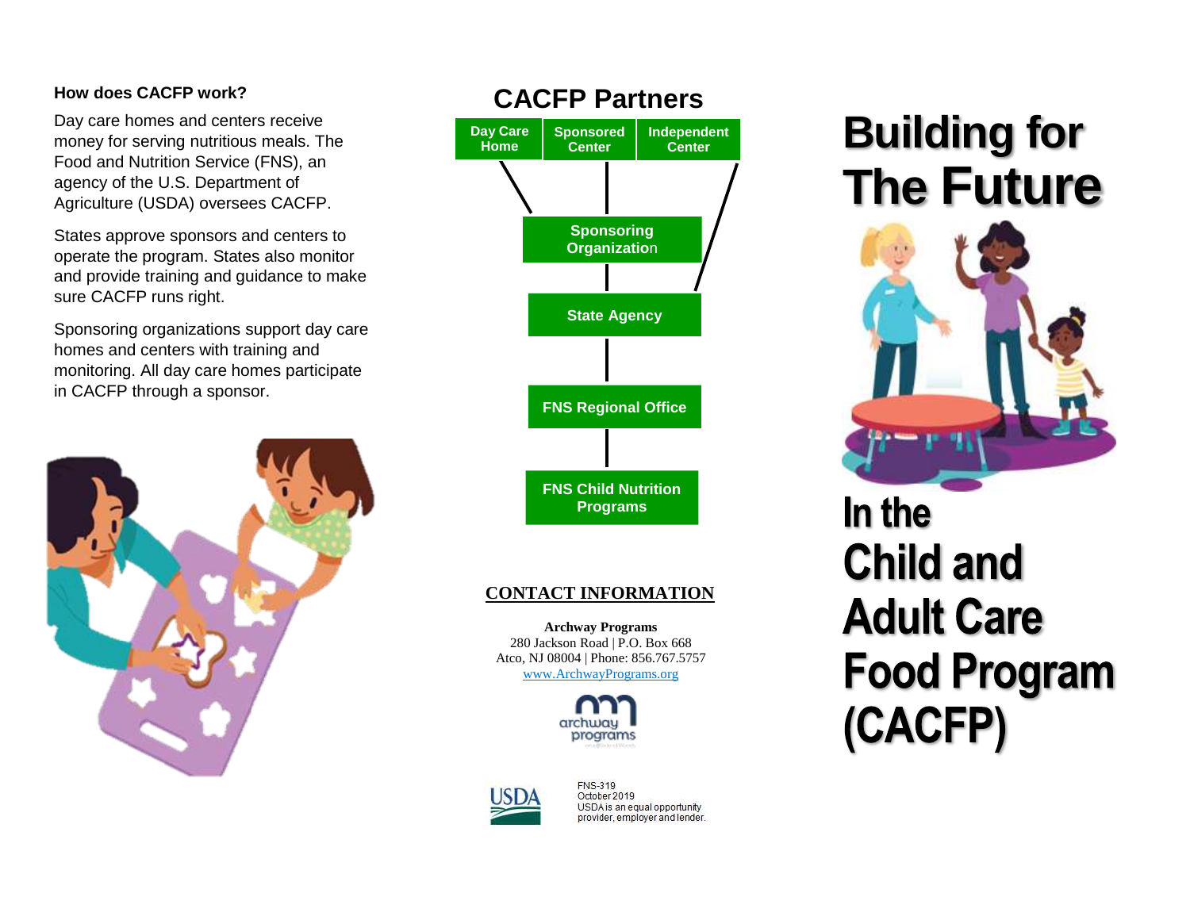### How does CACFP work?

Day care homes and centers receive money for serving nutritious meals. The Food and Nutrition Service (FNS), an agency of the U.S. Department of Agriculture (USDA) oversees CACFP.

States approve sponsors and centers to operate the program. States also monitor and provide training and guidance to make sure CACFP runs right.

Sponsoring organizations support day care homes and centers with training and monitoring. All day care homes participate in CACFP through a sponsor.

## CACFP Partners

Day Care Home | Sponsored Center | Independent Center

Sponsoring Organization

State Agency

FNS Regional Office

FNS Child Nutrition Programs

**CONTACT INFORMATION**

**Archway Programs**
280 Jackson Road | P.O. Box 668
Atco, NJ 08004 | Phone: 856.767.5757
www.ArchwayPrograms.org

archway programs

USDA

FNS-319
October 2019
USDA is an equal opportunity provider, employer and lender.

# Building for The Future

# In the Child and Adult Care Food Program (CACFP)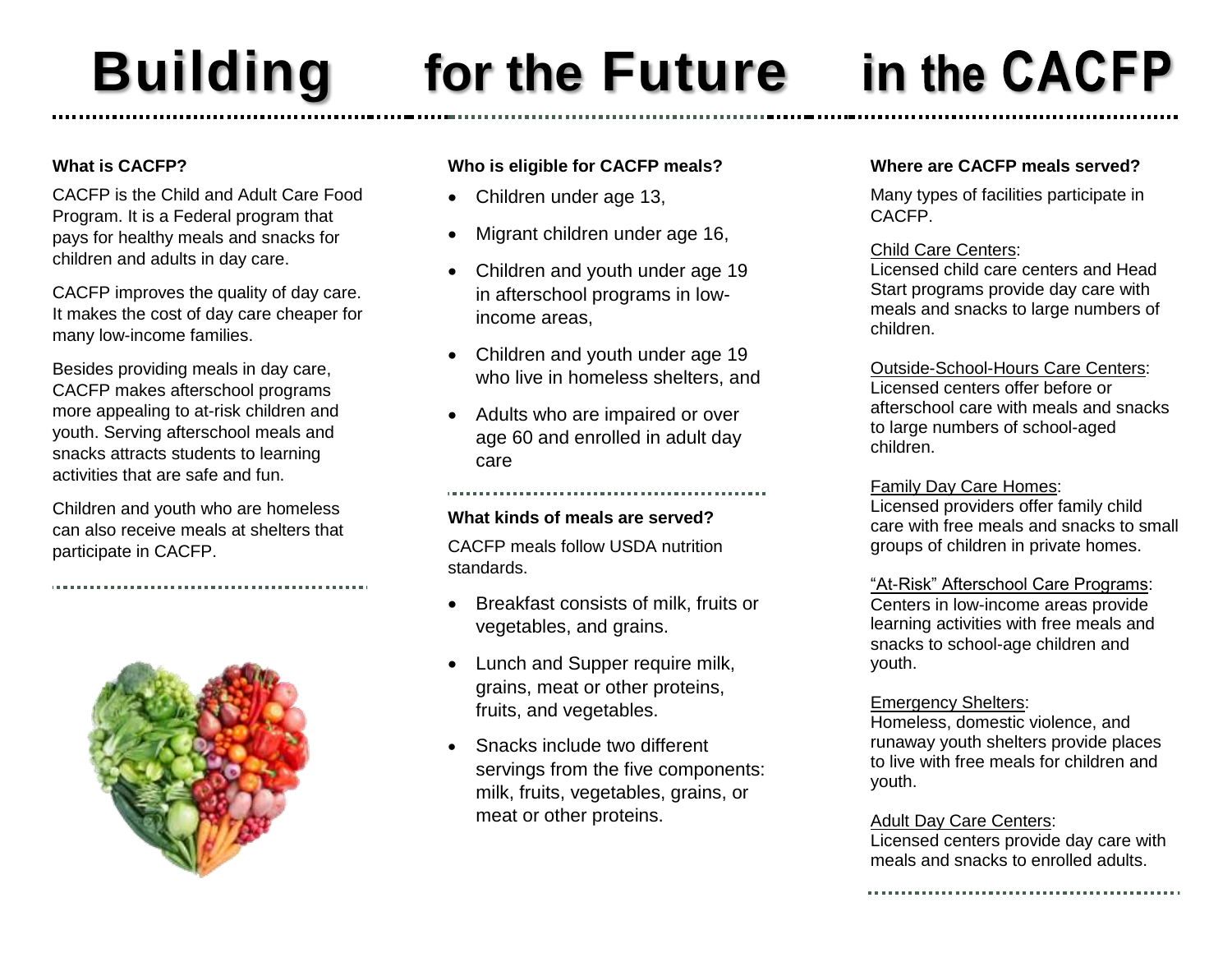# Building for the Future in the CACFP

**What is CACFP?**

CACFP is the Child and Adult Care Food Program. It is a Federal program that pays for healthy meals and snacks for children and adults in day care.

CACFP improves the quality of day care. It makes the cost of day care cheaper for many low-income families.

Besides providing meals in day care, CACFP makes afterschool programs more appealing to at-risk children and youth. Serving afterschool meals and snacks attracts students to learning activities that are safe and fun.

Children and youth who are homeless can also receive meals at shelters that participate in CACFP.

**Who is eligible for CACFP meals?**

- Children under age 13,
- Migrant children under age 16,
- Children and youth under age 19 in afterschool programs in low-income areas,
- Children and youth under age 19 who live in homeless shelters, and
- Adults who are impaired or over age 60 and enrolled in adult day care

**What kinds of meals are served?**

CACFP meals follow USDA nutrition standards.

- Breakfast consists of milk, fruits or vegetables, and grains.
- Lunch and Supper require milk, grains, meat or other proteins, fruits, and vegetables.
- Snacks include two different servings from the five components: milk, fruits, vegetables, grains, or meat or other proteins.

**Where are CACFP meals served?**

Many types of facilities participate in CACFP.

Child Care Centers:
Licensed child care centers and Head Start programs provide day care with meals and snacks to large numbers of children.

Outside-School-Hours Care Centers:
Licensed centers offer before or afterschool care with meals and snacks to large numbers of school-aged children.

Family Day Care Homes:
Licensed providers offer family child care with free meals and snacks to small groups of children in private homes.

"At-Risk" Afterschool Care Programs:
Centers in low-income areas provide learning activities with free meals and snacks to school-age children and youth.

Emergency Shelters:
Homeless, domestic violence, and runaway youth shelters provide places to live with free meals for children and youth.

Adult Day Care Centers:
Licensed centers provide day care with meals and snacks to enrolled adults.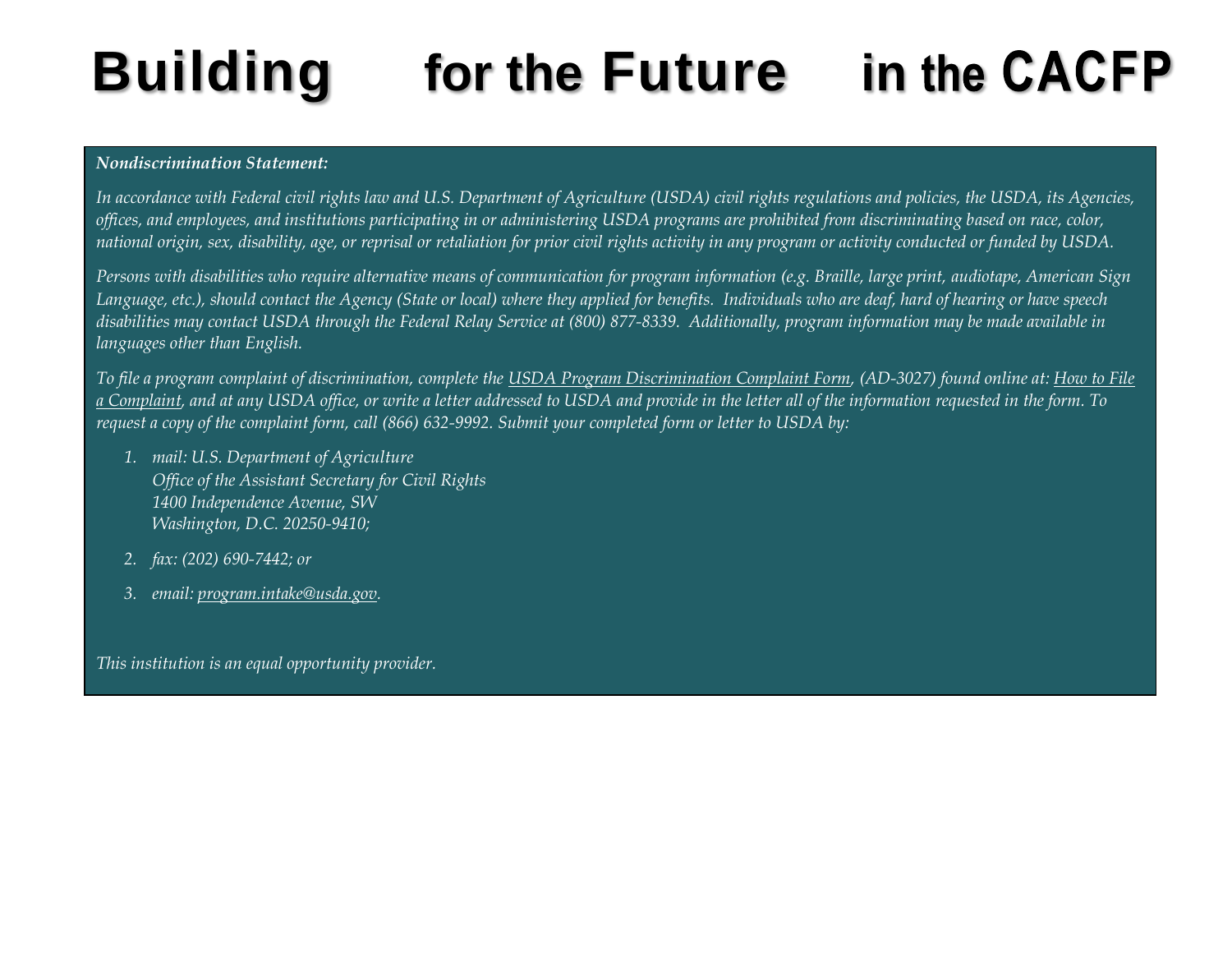# Building for the Future in the CACFP

***Nondiscrimination Statement:***

*In accordance with Federal civil rights law and U.S. Department of Agriculture (USDA) civil rights regulations and policies, the USDA, its Agencies, offices, and employees, and institutions participating in or administering USDA programs are prohibited from discriminating based on race, color, national origin, sex, disability, age, or reprisal or retaliation for prior civil rights activity in any program or activity conducted or funded by USDA.*

*Persons with disabilities who require alternative means of communication for program information (e.g. Braille, large print, audiotape, American Sign Language, etc.), should contact the Agency (State or local) where they applied for benefits. Individuals who are deaf, hard of hearing or have speech disabilities may contact USDA through the Federal Relay Service at (800) 877-8339. Additionally, program information may be made available in languages other than English.*

*To file a program complaint of discrimination, complete the USDA Program Discrimination Complaint Form, (AD-3027) found online at: How to File a Complaint, and at any USDA office, or write a letter addressed to USDA and provide in the letter all of the information requested in the form. To request a copy of the complaint form, call (866) 632-9992. Submit your completed form or letter to USDA by:*

1. *mail: U.S. Department of Agriculture*
   *Office of the Assistant Secretary for Civil Rights*
   *1400 Independence Avenue, SW*
   *Washington, D.C. 20250-9410;*
2. *fax: (202) 690-7442; or*
3. *email: program.intake@usda.gov.*

*This institution is an equal opportunity provider.*